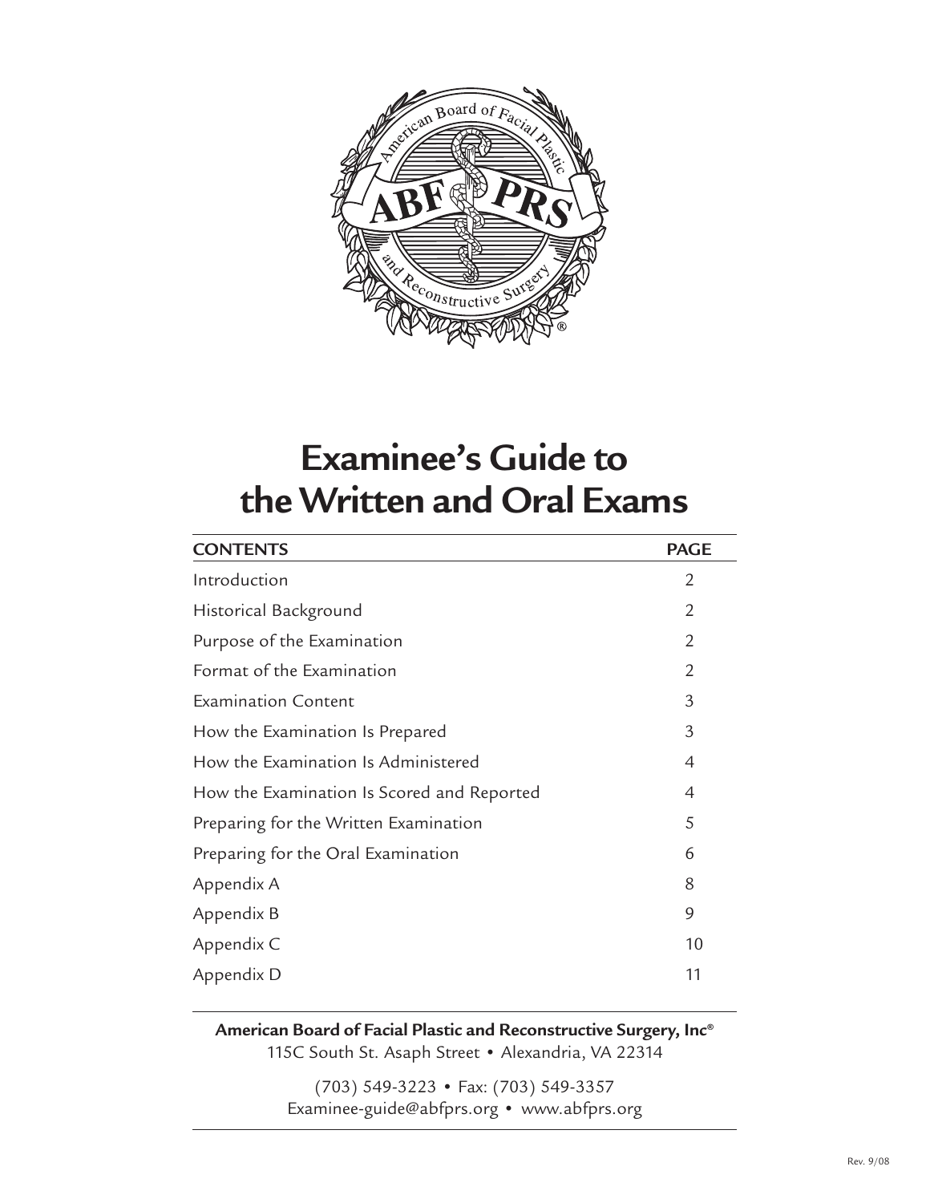# Examinee's Guide to the Written and Oral Exams

| CONTENTS | PAGE |
|---|---|
| Introduction | 2 |
| Historical Background | 2 |
| Purpose of the Examination | 2 |
| Format of the Examination | 2 |
| Examination Content | 3 |
| How the Examination Is Prepared | 3 |
| How the Examination Is Administered | 4 |
| How the Examination Is Scored and Reported | 4 |
| Preparing for the Written Examination | 5 |
| Preparing for the Oral Examination | 6 |
| Appendix A | 8 |
| Appendix B | 9 |
| Appendix C | 10 |
| Appendix D | 11 |

**American Board of Facial Plastic and Reconstructive Surgery, Inc®**
115C South St. Asaph Street • Alexandria, VA 22314

(703) 549-3223 • Fax: (703) 549-3357
Examinee-guide@abfprs.org • www.abfprs.org

Rev. 9/08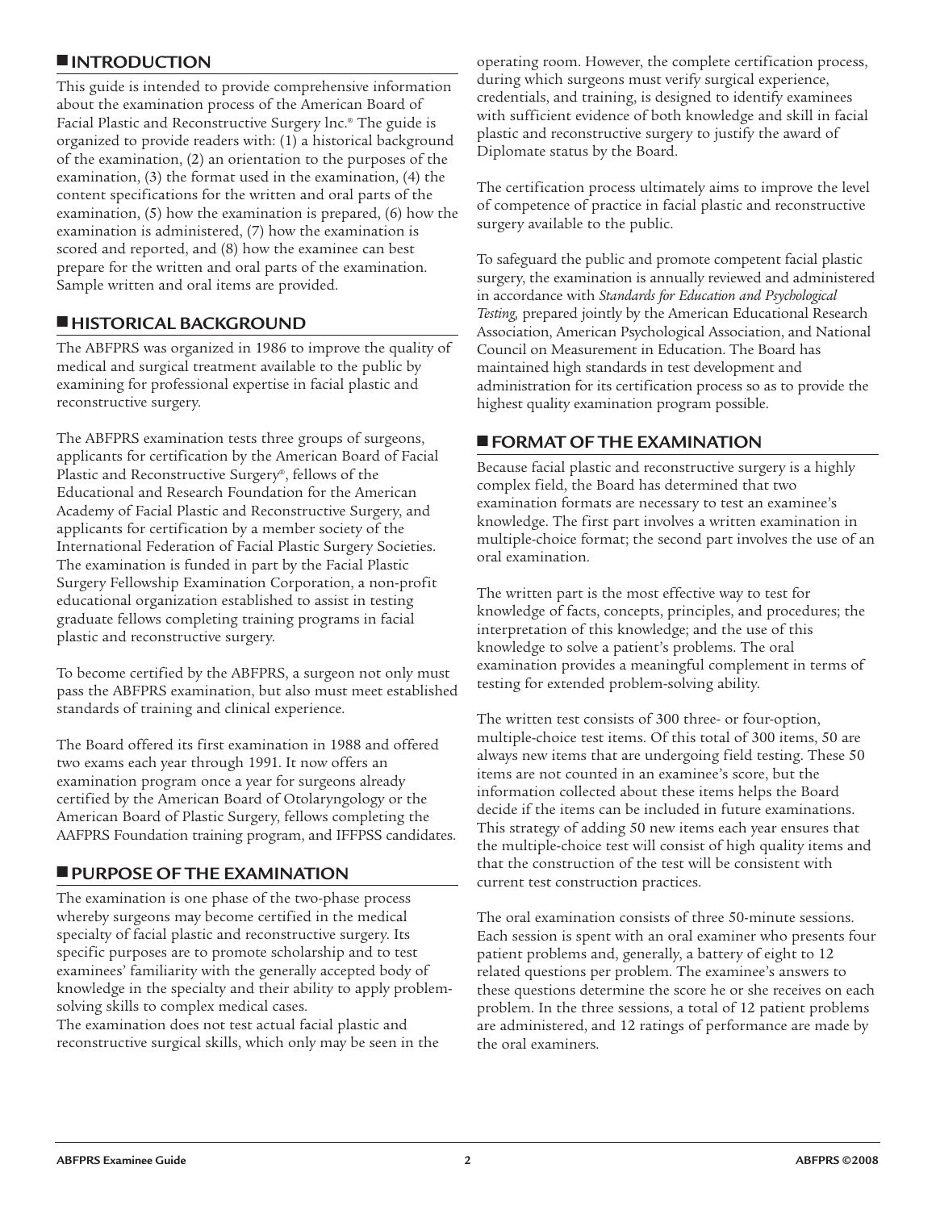## INTRODUCTION

This guide is intended to provide comprehensive information about the examination process of the American Board of Facial Plastic and Reconstructive Surgery lnc.® The guide is organized to provide readers with: (1) a historical background of the examination, (2) an orientation to the purposes of the examination, (3) the format used in the examination, (4) the content specifications for the written and oral parts of the examination, (5) how the examination is prepared, (6) how the examination is administered, (7) how the examination is scored and reported, and (8) how the examinee can best prepare for the written and oral parts of the examination. Sample written and oral items are provided.

## HISTORICAL BACKGROUND

The ABFPRS was organized in 1986 to improve the quality of medical and surgical treatment available to the public by examining for professional expertise in facial plastic and reconstructive surgery.

The ABFPRS examination tests three groups of surgeons, applicants for certification by the American Board of Facial Plastic and Reconstructive Surgery®, fellows of the Educational and Research Foundation for the American Academy of Facial Plastic and Reconstructive Surgery, and applicants for certification by a member society of the International Federation of Facial Plastic Surgery Societies. The examination is funded in part by the Facial Plastic Surgery Fellowship Examination Corporation, a non-profit educational organization established to assist in testing graduate fellows completing training programs in facial plastic and reconstructive surgery.

To become certified by the ABFPRS, a surgeon not only must pass the ABFPRS examination, but also must meet established standards of training and clinical experience.

The Board offered its first examination in 1988 and offered two exams each year through 1991. It now offers an examination program once a year for surgeons already certified by the American Board of Otolaryngology or the American Board of Plastic Surgery, fellows completing the AAFPRS Foundation training program, and IFFPSS candidates.

## PURPOSE OF THE EXAMINATION

The examination is one phase of the two-phase process whereby surgeons may become certified in the medical specialty of facial plastic and reconstructive surgery. Its specific purposes are to promote scholarship and to test examinees' familiarity with the generally accepted body of knowledge in the specialty and their ability to apply problem-solving skills to complex medical cases.

The examination does not test actual facial plastic and reconstructive surgical skills, which only may be seen in the operating room. However, the complete certification process, during which surgeons must verify surgical experience, credentials, and training, is designed to identify examinees with sufficient evidence of both knowledge and skill in facial plastic and reconstructive surgery to justify the award of Diplomate status by the Board.

The certification process ultimately aims to improve the level of competence of practice in facial plastic and reconstructive surgery available to the public.

To safeguard the public and promote competent facial plastic surgery, the examination is annually reviewed and administered in accordance with *Standards for Education and Psychological Testing,* prepared jointly by the American Educational Research Association, American Psychological Association, and National Council on Measurement in Education. The Board has maintained high standards in test development and administration for its certification process so as to provide the highest quality examination program possible.

## FORMAT OF THE EXAMINATION

Because facial plastic and reconstructive surgery is a highly complex field, the Board has determined that two examination formats are necessary to test an examinee's knowledge. The first part involves a written examination in multiple-choice format; the second part involves the use of an oral examination.

The written part is the most effective way to test for knowledge of facts, concepts, principles, and procedures; the interpretation of this knowledge; and the use of this knowledge to solve a patient's problems. The oral examination provides a meaningful complement in terms of testing for extended problem-solving ability.

The written test consists of 300 three- or four-option, multiple-choice test items. Of this total of 300 items, 50 are always new items that are undergoing field testing. These 50 items are not counted in an examinee's score, but the information collected about these items helps the Board decide if the items can be included in future examinations. This strategy of adding 50 new items each year ensures that the multiple-choice test will consist of high quality items and that the construction of the test will be consistent with current test construction practices.

The oral examination consists of three 50-minute sessions. Each session is spent with an oral examiner who presents four patient problems and, generally, a battery of eight to 12 related questions per problem. The examinee's answers to these questions determine the score he or she receives on each problem. In the three sessions, a total of 12 patient problems are administered, and 12 ratings of performance are made by the oral examiners.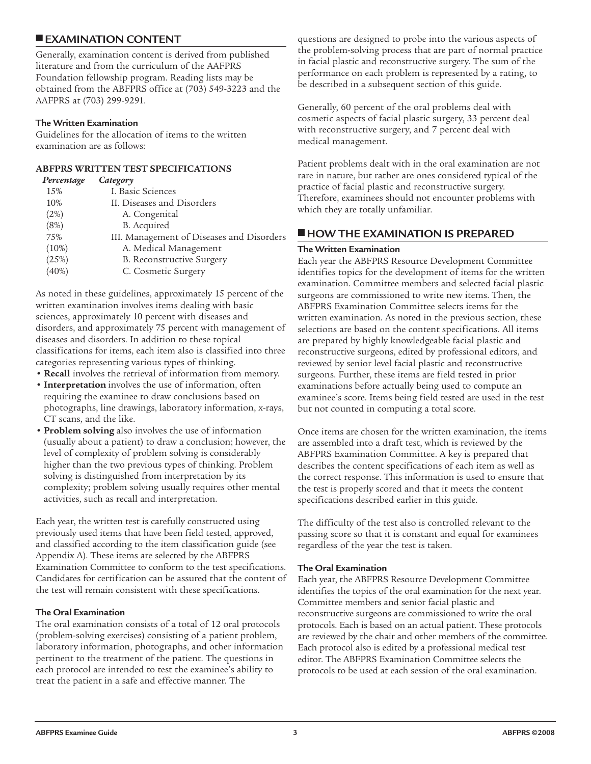## EXAMINATION CONTENT

Generally, examination content is derived from published literature and from the curriculum of the AAFPRS Foundation fellowship program. Reading lists may be obtained from the ABFPRS office at (703) 549-3223 and the AAFPRS at (703) 299-9291.

### The Written Examination

Guidelines for the allocation of items to the written examination are as follows:

**ABFPRS WRITTEN TEST SPECIFICATIONS**

| *Percentage* | *Category* |
|---|---|
| 15% | I. Basic Sciences |
| 10% | II. Diseases and Disorders |
| (2%) | A. Congenital |
| (8%) | B. Acquired |
| 75% | III. Management of Diseases and Disorders |
| (10%) | A. Medical Management |
| (25%) | B. Reconstructive Surgery |
| (40%) | C. Cosmetic Surgery |

As noted in these guidelines, approximately 15 percent of the written examination involves items dealing with basic sciences, approximately 10 percent with diseases and disorders, and approximately 75 percent with management of diseases and disorders. In addition to these topical classifications for items, each item also is classified into three categories representing various types of thinking.

- **Recall** involves the retrieval of information from memory.
- **Interpretation** involves the use of information, often requiring the examinee to draw conclusions based on photographs, line drawings, laboratory information, x-rays, CT scans, and the like.
- **Problem solving** also involves the use of information (usually about a patient) to draw a conclusion; however, the level of complexity of problem solving is considerably higher than the two previous types of thinking. Problem solving is distinguished from interpretation by its complexity; problem solving usually requires other mental activities, such as recall and interpretation.

Each year, the written test is carefully constructed using previously used items that have been field tested, approved, and classified according to the item classification guide (see Appendix A). These items are selected by the ABFPRS Examination Committee to conform to the test specifications. Candidates for certification can be assured that the content of the test will remain consistent with these specifications.

### The Oral Examination

The oral examination consists of a total of 12 oral protocols (problem-solving exercises) consisting of a patient problem, laboratory information, photographs, and other information pertinent to the treatment of the patient. The questions in each protocol are intended to test the examinee's ability to treat the patient in a safe and effective manner. The questions are designed to probe into the various aspects of the problem-solving process that are part of normal practice in facial plastic and reconstructive surgery. The sum of the performance on each problem is represented by a rating, to be described in a subsequent section of this guide.

Generally, 60 percent of the oral problems deal with cosmetic aspects of facial plastic surgery, 33 percent deal with reconstructive surgery, and 7 percent deal with medical management.

Patient problems dealt with in the oral examination are not rare in nature, but rather are ones considered typical of the practice of facial plastic and reconstructive surgery. Therefore, examinees should not encounter problems with which they are totally unfamiliar.

## HOW THE EXAMINATION IS PREPARED

### The Written Examination

Each year the ABFPRS Resource Development Committee identifies topics for the development of items for the written examination. Committee members and selected facial plastic surgeons are commissioned to write new items. Then, the ABFPRS Examination Committee selects items for the written examination. As noted in the previous section, these selections are based on the content specifications. All items are prepared by highly knowledgeable facial plastic and reconstructive surgeons, edited by professional editors, and reviewed by senior level facial plastic and reconstructive surgeons. Further, these items are field tested in prior examinations before actually being used to compute an examinee's score. Items being field tested are used in the test but not counted in computing a total score.

Once items are chosen for the written examination, the items are assembled into a draft test, which is reviewed by the ABFPRS Examination Committee. A key is prepared that describes the content specifications of each item as well as the correct response. This information is used to ensure that the test is properly scored and that it meets the content specifications described earlier in this guide.

The difficulty of the test also is controlled relevant to the passing score so that it is constant and equal for examinees regardless of the year the test is taken.

### The Oral Examination

Each year, the ABFPRS Resource Development Committee identifies the topics of the oral examination for the next year. Committee members and senior facial plastic and reconstructive surgeons are commissioned to write the oral protocols. Each is based on an actual patient. These protocols are reviewed by the chair and other members of the committee. Each protocol also is edited by a professional medical test editor. The ABFPRS Examination Committee selects the protocols to be used at each session of the oral examination.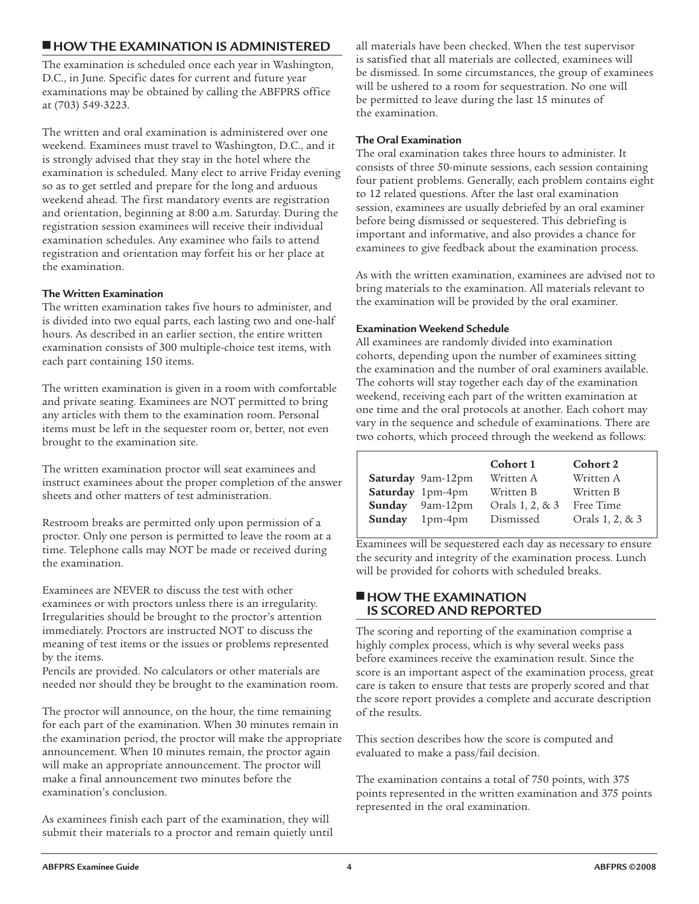## HOW THE EXAMINATION IS ADMINISTERED

The examination is scheduled once each year in Washington, D.C., in June. Specific dates for current and future year examinations may be obtained by calling the ABFPRS office at (703) 549-3223.

The written and oral examination is administered over one weekend. Examinees must travel to Washington, D.C., and it is strongly advised that they stay in the hotel where the examination is scheduled. Many elect to arrive Friday evening so as to get settled and prepare for the long and arduous weekend ahead. The first mandatory events are registration and orientation, beginning at 8:00 a.m. Saturday. During the registration session examinees will receive their individual examination schedules. Any examinee who fails to attend registration and orientation may forfeit his or her place at the examination.

### The Written Examination

The written examination takes five hours to administer, and is divided into two equal parts, each lasting two and one-half hours. As described in an earlier section, the entire written examination consists of 300 multiple-choice test items, with each part containing 150 items.

The written examination is given in a room with comfortable and private seating. Examinees are NOT permitted to bring any articles with them to the examination room. Personal items must be left in the sequester room or, better, not even brought to the examination site.

The written examination proctor will seat examinees and instruct examinees about the proper completion of the answer sheets and other matters of test administration.

Restroom breaks are permitted only upon permission of a proctor. Only one person is permitted to leave the room at a time. Telephone calls may NOT be made or received during the examination.

Examinees are NEVER to discuss the test with other examinees or with proctors unless there is an irregularity. Irregularities should be brought to the proctor's attention immediately. Proctors are instructed NOT to discuss the meaning of test items or the issues or problems represented by the items.
Pencils are provided. No calculators or other materials are needed nor should they be brought to the examination room.

The proctor will announce, on the hour, the time remaining for each part of the examination. When 30 minutes remain in the examination period, the proctor will make the appropriate announcement. When 10 minutes remain, the proctor again will make an appropriate announcement. The proctor will make a final announcement two minutes before the examination's conclusion.

As examinees finish each part of the examination, they will submit their materials to a proctor and remain quietly until all materials have been checked. When the test supervisor is satisfied that all materials are collected, examinees will be dismissed. In some circumstances, the group of examinees will be ushered to a room for sequestration. No one will be permitted to leave during the last 15 minutes of the examination.

### The Oral Examination

The oral examination takes three hours to administer. It consists of three 50-minute sessions, each session containing four patient problems. Generally, each problem contains eight to 12 related questions. After the last oral examination session, examinees are usually debriefed by an oral examiner before being dismissed or sequestered. This debriefing is important and informative, and also provides a chance for examinees to give feedback about the examination process.

As with the written examination, examinees are advised not to bring materials to the examination. All materials relevant to the examination will be provided by the oral examiner.

### Examination Weekend Schedule

All examinees are randomly divided into examination cohorts, depending upon the number of examinees sitting the examination and the number of oral examiners available. The cohorts will stay together each day of the examination weekend, receiving each part of the written examination at one time and the oral protocols at another. Each cohort may vary in the sequence and schedule of examinations. There are two cohorts, which proceed through the weekend as follows:

| | | Cohort 1 | Cohort 2 |
|---|---|---|---|
| **Saturday** | 9am-12pm | Written A | Written A |
| **Saturday** | 1pm-4pm | Written B | Written B |
| **Sunday** | 9am-12pm | Orals 1, 2, & 3 | Free Time |
| **Sunday** | 1pm-4pm | Dismissed | Orals 1, 2, & 3 |

Examinees will be sequestered each day as necessary to ensure the security and integrity of the examination process. Lunch will be provided for cohorts with scheduled breaks.

## HOW THE EXAMINATION IS SCORED AND REPORTED

The scoring and reporting of the examination comprise a highly complex process, which is why several weeks pass before examinees receive the examination result. Since the score is an important aspect of the examination process, great care is taken to ensure that tests are properly scored and that the score report provides a complete and accurate description of the results.

This section describes how the score is computed and evaluated to make a pass/fail decision.

The examination contains a total of 750 points, with 375 points represented in the written examination and 375 points represented in the oral examination.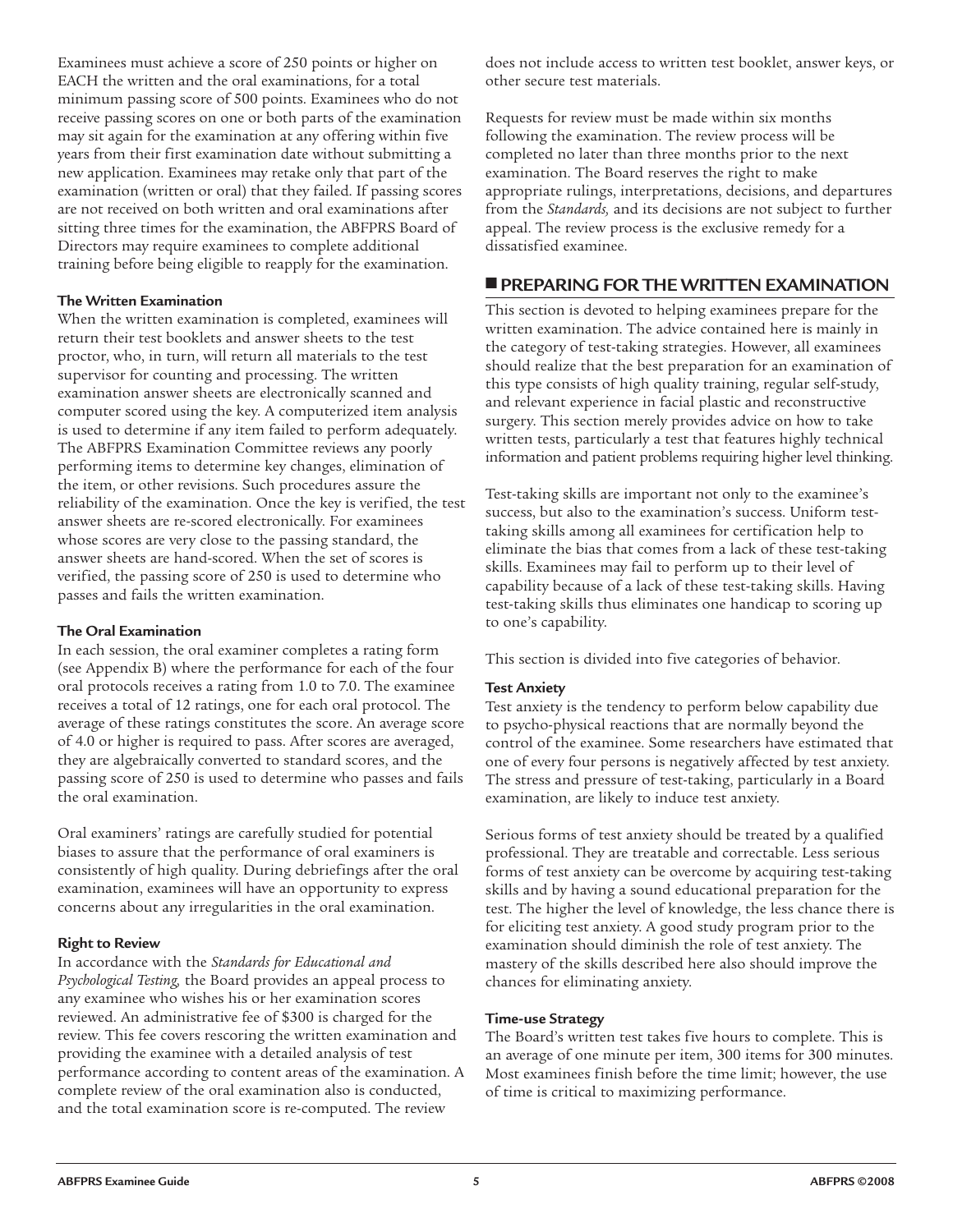Examinees must achieve a score of 250 points or higher on EACH the written and the oral examinations, for a total minimum passing score of 500 points. Examinees who do not receive passing scores on one or both parts of the examination may sit again for the examination at any offering within five years from their first examination date without submitting a new application. Examinees may retake only that part of the examination (written or oral) that they failed. If passing scores are not received on both written and oral examinations after sitting three times for the examination, the ABFPRS Board of Directors may require examinees to complete additional training before being eligible to reapply for the examination.

### The Written Examination

When the written examination is completed, examinees will return their test booklets and answer sheets to the test proctor, who, in turn, will return all materials to the test supervisor for counting and processing. The written examination answer sheets are electronically scanned and computer scored using the key. A computerized item analysis is used to determine if any item failed to perform adequately. The ABFPRS Examination Committee reviews any poorly performing items to determine key changes, elimination of the item, or other revisions. Such procedures assure the reliability of the examination. Once the key is verified, the test answer sheets are re-scored electronically. For examinees whose scores are very close to the passing standard, the answer sheets are hand-scored. When the set of scores is verified, the passing score of 250 is used to determine who passes and fails the written examination.

### The Oral Examination

In each session, the oral examiner completes a rating form (see Appendix B) where the performance for each of the four oral protocols receives a rating from 1.0 to 7.0. The examinee receives a total of 12 ratings, one for each oral protocol. The average of these ratings constitutes the score. An average score of 4.0 or higher is required to pass. After scores are averaged, they are algebraically converted to standard scores, and the passing score of 250 is used to determine who passes and fails the oral examination.

Oral examiners' ratings are carefully studied for potential biases to assure that the performance of oral examiners is consistently of high quality. During debriefings after the oral examination, examinees will have an opportunity to express concerns about any irregularities in the oral examination.

### Right to Review

In accordance with the *Standards for Educational and Psychological Testing,* the Board provides an appeal process to any examinee who wishes his or her examination scores reviewed. An administrative fee of $300 is charged for the review. This fee covers rescoring the written examination and providing the examinee with a detailed analysis of test performance according to content areas of the examination. A complete review of the oral examination also is conducted, and the total examination score is re-computed. The review does not include access to written test booklet, answer keys, or other secure test materials.

Requests for review must be made within six months following the examination. The review process will be completed no later than three months prior to the next examination. The Board reserves the right to make appropriate rulings, interpretations, decisions, and departures from the *Standards,* and its decisions are not subject to further appeal. The review process is the exclusive remedy for a dissatisfied examinee.

## PREPARING FOR THE WRITTEN EXAMINATION

This section is devoted to helping examinees prepare for the written examination. The advice contained here is mainly in the category of test-taking strategies. However, all examinees should realize that the best preparation for an examination of this type consists of high quality training, regular self-study, and relevant experience in facial plastic and reconstructive surgery. This section merely provides advice on how to take written tests, particularly a test that features highly technical information and patient problems requiring higher level thinking.

Test-taking skills are important not only to the examinee's success, but also to the examination's success. Uniform test-taking skills among all examinees for certification help to eliminate the bias that comes from a lack of these test-taking skills. Examinees may fail to perform up to their level of capability because of a lack of these test-taking skills. Having test-taking skills thus eliminates one handicap to scoring up to one's capability.

This section is divided into five categories of behavior.

### Test Anxiety

Test anxiety is the tendency to perform below capability due to psycho-physical reactions that are normally beyond the control of the examinee. Some researchers have estimated that one of every four persons is negatively affected by test anxiety. The stress and pressure of test-taking, particularly in a Board examination, are likely to induce test anxiety.

Serious forms of test anxiety should be treated by a qualified professional. They are treatable and correctable. Less serious forms of test anxiety can be overcome by acquiring test-taking skills and by having a sound educational preparation for the test. The higher the level of knowledge, the less chance there is for eliciting test anxiety. A good study program prior to the examination should diminish the role of test anxiety. The mastery of the skills described here also should improve the chances for eliminating anxiety.

### Time-use Strategy

The Board's written test takes five hours to complete. This is an average of one minute per item, 300 items for 300 minutes. Most examinees finish before the time limit; however, the use of time is critical to maximizing performance.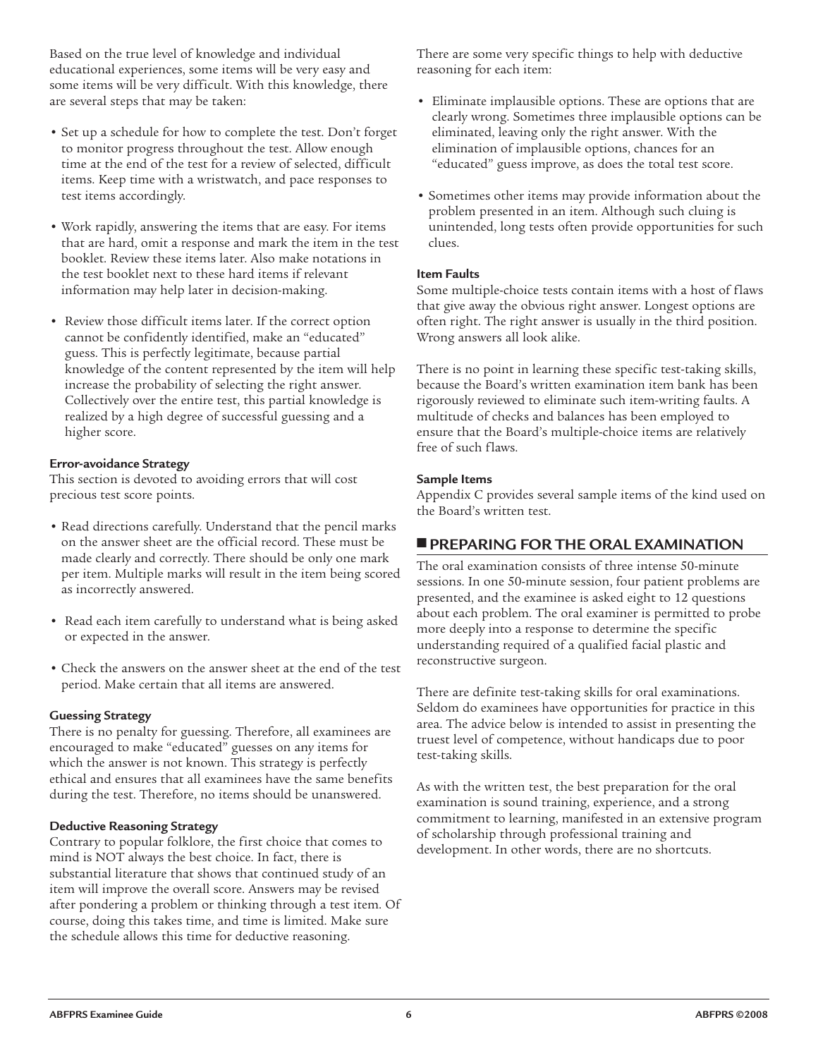Based on the true level of knowledge and individual educational experiences, some items will be very easy and some items will be very difficult. With this knowledge, there are several steps that may be taken:

- Set up a schedule for how to complete the test. Don't forget to monitor progress throughout the test. Allow enough time at the end of the test for a review of selected, difficult items. Keep time with a wristwatch, and pace responses to test items accordingly.
- Work rapidly, answering the items that are easy. For items that are hard, omit a response and mark the item in the test booklet. Review these items later. Also make notations in the test booklet next to these hard items if relevant information may help later in decision-making.
- Review those difficult items later. If the correct option cannot be confidently identified, make an "educated" guess. This is perfectly legitimate, because partial knowledge of the content represented by the item will help increase the probability of selecting the right answer. Collectively over the entire test, this partial knowledge is realized by a high degree of successful guessing and a higher score.

#### Error-avoidance Strategy

This section is devoted to avoiding errors that will cost precious test score points.

- Read directions carefully. Understand that the pencil marks on the answer sheet are the official record. These must be made clearly and correctly. There should be only one mark per item. Multiple marks will result in the item being scored as incorrectly answered.
- Read each item carefully to understand what is being asked or expected in the answer.
- Check the answers on the answer sheet at the end of the test period. Make certain that all items are answered.

#### Guessing Strategy

There is no penalty for guessing. Therefore, all examinees are encouraged to make "educated" guesses on any items for which the answer is not known. This strategy is perfectly ethical and ensures that all examinees have the same benefits during the test. Therefore, no items should be unanswered.

#### Deductive Reasoning Strategy

Contrary to popular folklore, the first choice that comes to mind is NOT always the best choice. In fact, there is substantial literature that shows that continued study of an item will improve the overall score. Answers may be revised after pondering a problem or thinking through a test item. Of course, doing this takes time, and time is limited. Make sure the schedule allows this time for deductive reasoning.

There are some very specific things to help with deductive reasoning for each item:

- Eliminate implausible options. These are options that are clearly wrong. Sometimes three implausible options can be eliminated, leaving only the right answer. With the elimination of implausible options, chances for an "educated" guess improve, as does the total test score.
- Sometimes other items may provide information about the problem presented in an item. Although such cluing is unintended, long tests often provide opportunities for such clues.

#### Item Faults

Some multiple-choice tests contain items with a host of flaws that give away the obvious right answer. Longest options are often right. The right answer is usually in the third position. Wrong answers all look alike.

There is no point in learning these specific test-taking skills, because the Board's written examination item bank has been rigorously reviewed to eliminate such item-writing faults. A multitude of checks and balances has been employed to ensure that the Board's multiple-choice items are relatively free of such flaws.

#### Sample Items

Appendix C provides several sample items of the kind used on the Board's written test.

## PREPARING FOR THE ORAL EXAMINATION

The oral examination consists of three intense 50-minute sessions. In one 50-minute session, four patient problems are presented, and the examinee is asked eight to 12 questions about each problem. The oral examiner is permitted to probe more deeply into a response to determine the specific understanding required of a qualified facial plastic and reconstructive surgeon.

There are definite test-taking skills for oral examinations. Seldom do examinees have opportunities for practice in this area. The advice below is intended to assist in presenting the truest level of competence, without handicaps due to poor test-taking skills.

As with the written test, the best preparation for the oral examination is sound training, experience, and a strong commitment to learning, manifested in an extensive program of scholarship through professional training and development. In other words, there are no shortcuts.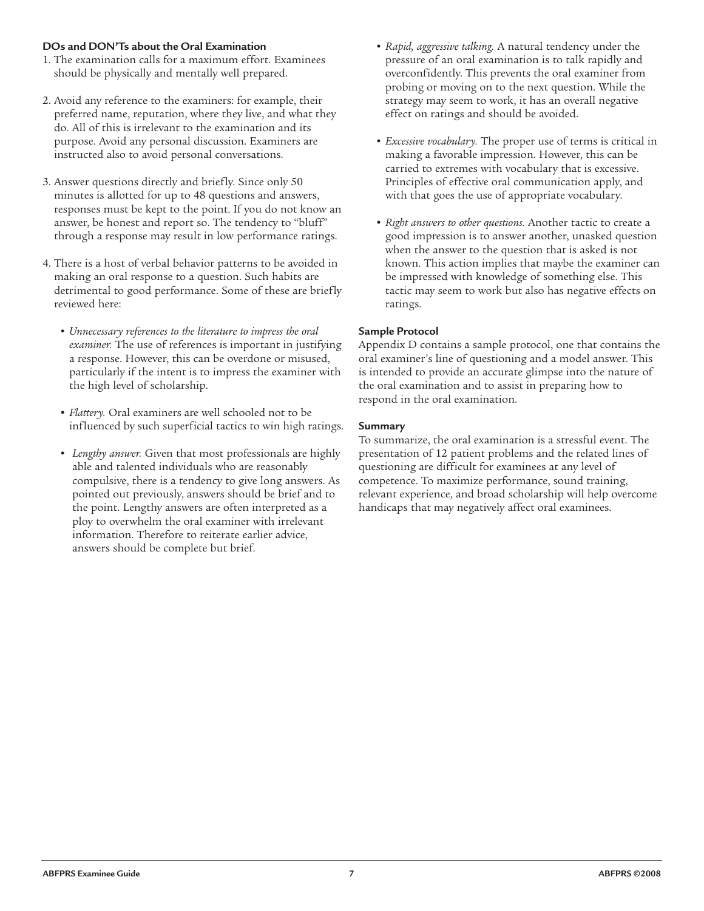### DOs and DON'Ts about the Oral Examination

1. The examination calls for a maximum effort. Examinees should be physically and mentally well prepared.

2. Avoid any reference to the examiners: for example, their preferred name, reputation, where they live, and what they do. All of this is irrelevant to the examination and its purpose. Avoid any personal discussion. Examiners are instructed also to avoid personal conversations.

3. Answer questions directly and briefly. Since only 50 minutes is allotted for up to 48 questions and answers, responses must be kept to the point. If you do not know an answer, be honest and report so. The tendency to "bluff" through a response may result in low performance ratings.

4. There is a host of verbal behavior patterns to be avoided in making an oral response to a question. Such habits are detrimental to good performance. Some of these are briefly reviewed here:

   - *Unnecessary references to the literature to impress the oral examiner.* The use of references is important in justifying a response. However, this can be overdone or misused, particularly if the intent is to impress the examiner with the high level of scholarship.

   - *Flattery.* Oral examiners are well schooled not to be influenced by such superficial tactics to win high ratings.

   - *Lengthy answer.* Given that most professionals are highly able and talented individuals who are reasonably compulsive, there is a tendency to give long answers. As pointed out previously, answers should be brief and to the point. Lengthy answers are often interpreted as a ploy to overwhelm the oral examiner with irrelevant information. Therefore to reiterate earlier advice, answers should be complete but brief.

   - *Rapid, aggressive talking.* A natural tendency under the pressure of an oral examination is to talk rapidly and overconfidently. This prevents the oral examiner from probing or moving on to the next question. While the strategy may seem to work, it has an overall negative effect on ratings and should be avoided.

   - *Excessive vocabulary.* The proper use of terms is critical in making a favorable impression. However, this can be carried to extremes with vocabulary that is excessive. Principles of effective oral communication apply, and with that goes the use of appropriate vocabulary.

   - *Right answers to other questions.* Another tactic to create a good impression is to answer another, unasked question when the answer to the question that is asked is not known. This action implies that maybe the examiner can be impressed with knowledge of something else. This tactic may seem to work but also has negative effects on ratings.

### Sample Protocol

Appendix D contains a sample protocol, one that contains the oral examiner's line of questioning and a model answer. This is intended to provide an accurate glimpse into the nature of the oral examination and to assist in preparing how to respond in the oral examination.

### Summary

To summarize, the oral examination is a stressful event. The presentation of 12 patient problems and the related lines of questioning are difficult for examinees at any level of competence. To maximize performance, sound training, relevant experience, and broad scholarship will help overcome handicaps that may negatively affect oral examinees.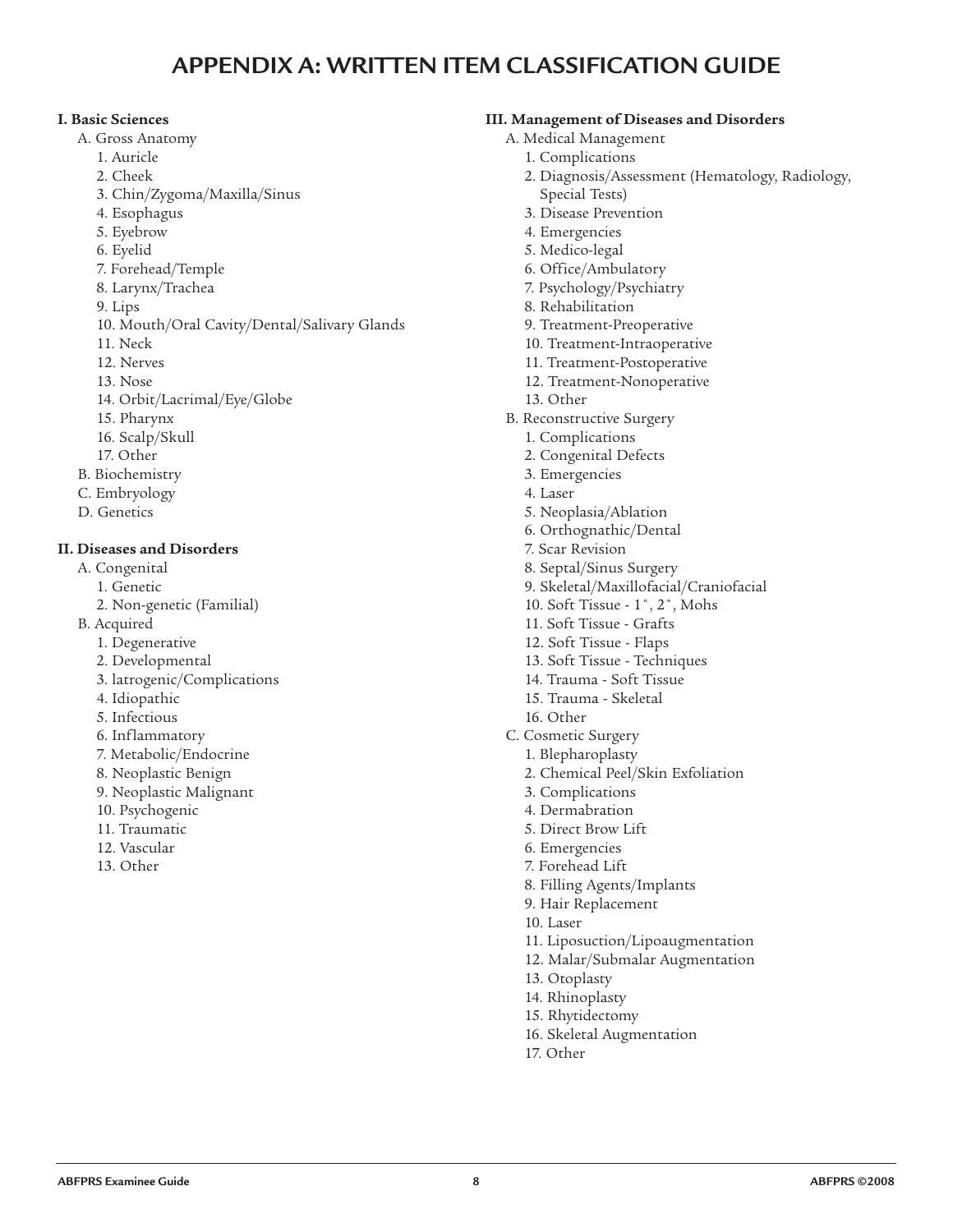# APPENDIX A: WRITTEN ITEM CLASSIFICATION GUIDE

**I. Basic Sciences**

- A. Gross Anatomy
  1. Auricle
  2. Cheek
  3. Chin/Zygoma/Maxilla/Sinus
  4. Esophagus
  5. Eyebrow
  6. Eyelid
  7. Forehead/Temple
  8. Larynx/Trachea
  9. Lips
  10. Mouth/Oral Cavity/Dental/Salivary Glands
  11. Neck
  12. Nerves
  13. Nose
  14. Orbit/Lacrimal/Eye/Globe
  15. Pharynx
  16. Scalp/Skull
  17. Other
- B. Biochemistry
- C. Embryology
- D. Genetics

**II. Diseases and Disorders**

- A. Congenital
  1. Genetic
  2. Non-genetic (Familial)
- B. Acquired
  1. Degenerative
  2. Developmental
  3. Iatrogenic/Complications
  4. Idiopathic
  5. Infectious
  6. Inflammatory
  7. Metabolic/Endocrine
  8. Neoplastic Benign
  9. Neoplastic Malignant
  10. Psychogenic
  11. Traumatic
  12. Vascular
  13. Other

**III. Management of Diseases and Disorders**

- A. Medical Management
  1. Complications
  2. Diagnosis/Assessment (Hematology, Radiology, Special Tests)
  3. Disease Prevention
  4. Emergencies
  5. Medico-legal
  6. Office/Ambulatory
  7. Psychology/Psychiatry
  8. Rehabilitation
  9. Treatment-Preoperative
  10. Treatment-Intraoperative
  11. Treatment-Postoperative
  12. Treatment-Nonoperative
  13. Other
- B. Reconstructive Surgery
  1. Complications
  2. Congenital Defects
  3. Emergencies
  4. Laser
  5. Neoplasia/Ablation
  6. Orthognathic/Dental
  7. Scar Revision
  8. Septal/Sinus Surgery
  9. Skeletal/Maxillofacial/Craniofacial
  10. Soft Tissue - 1°, 2°, Mohs
  11. Soft Tissue - Grafts
  12. Soft Tissue - Flaps
  13. Soft Tissue - Techniques
  14. Trauma - Soft Tissue
  15. Trauma - Skeletal
  16. Other
- C. Cosmetic Surgery
  1. Blepharoplasty
  2. Chemical Peel/Skin Exfoliation
  3. Complications
  4. Dermabration
  5. Direct Brow Lift
  6. Emergencies
  7. Forehead Lift
  8. Filling Agents/Implants
  9. Hair Replacement
  10. Laser
  11. Liposuction/Lipoaugmentation
  12. Malar/Submalar Augmentation
  13. Otoplasty
  14. Rhinoplasty
  15. Rhytidectomy
  16. Skeletal Augmentation
  17. Other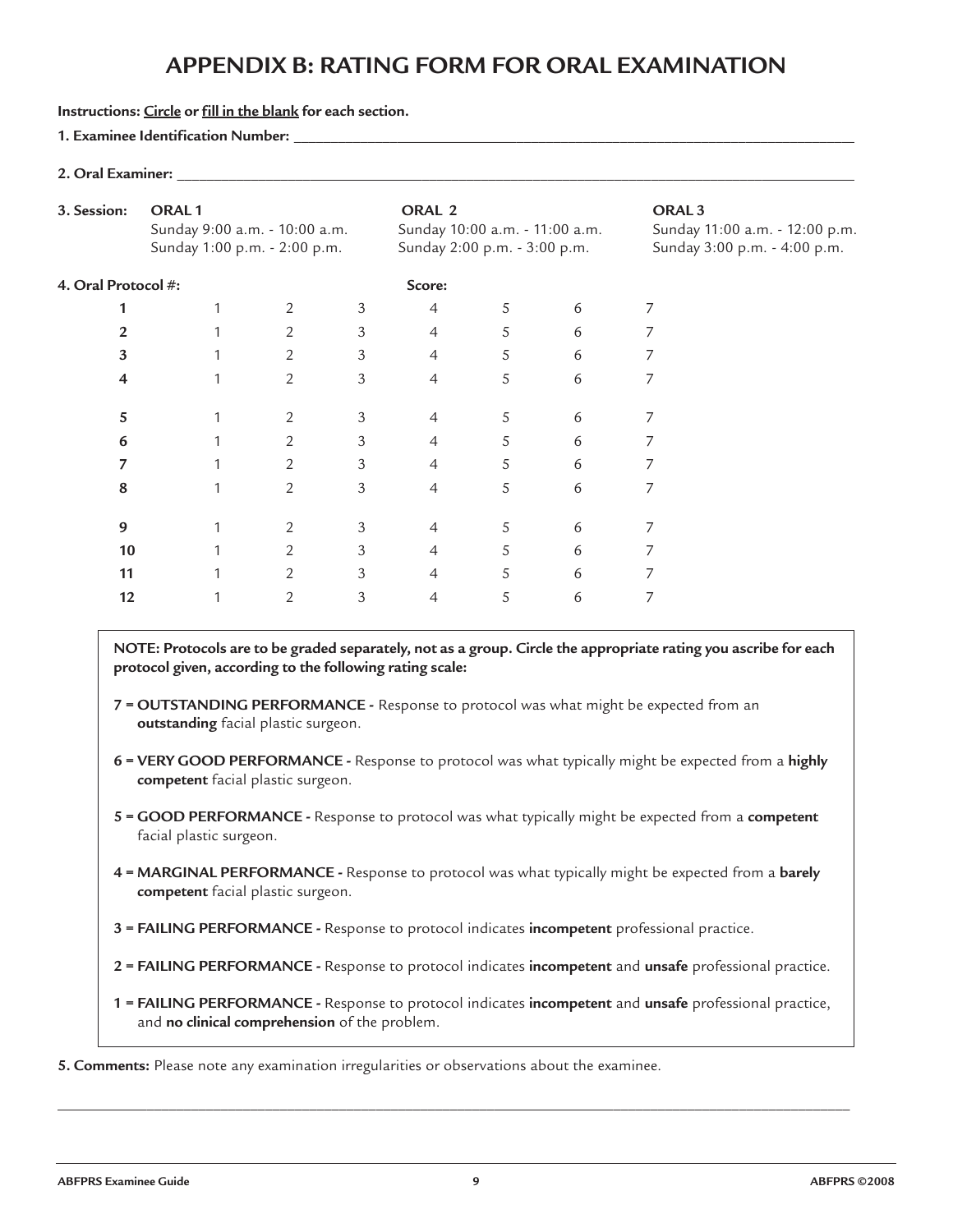# APPENDIX B: RATING FORM FOR ORAL EXAMINATION

**Instructions: Circle or fill in the blank for each section.**

**1. Examinee Identification Number:** ______________________________

**2. Oral Examiner:** ______________________________

**3. Session:**

| ORAL 1 | ORAL 2 | ORAL 3 |
|---|---|---|
| Sunday 9:00 a.m. - 10:00 a.m. | Sunday 10:00 a.m. - 11:00 a.m. | Sunday 11:00 a.m. - 12:00 p.m. |
| Sunday 1:00 p.m. - 2:00 p.m. | Sunday 2:00 p.m. - 3:00 p.m. | Sunday 3:00 p.m. - 4:00 p.m. |

**4. Oral Protocol #:** **Score:**

| Oral Protocol # | | | | Score | | | |
|---|---|---|---|---|---|---|---|
| **1** | 1 | 2 | 3 | 4 | 5 | 6 | 7 |
| **2** | 1 | 2 | 3 | 4 | 5 | 6 | 7 |
| **3** | 1 | 2 | 3 | 4 | 5 | 6 | 7 |
| **4** | 1 | 2 | 3 | 4 | 5 | 6 | 7 |
| **5** | 1 | 2 | 3 | 4 | 5 | 6 | 7 |
| **6** | 1 | 2 | 3 | 4 | 5 | 6 | 7 |
| **7** | 1 | 2 | 3 | 4 | 5 | 6 | 7 |
| **8** | 1 | 2 | 3 | 4 | 5 | 6 | 7 |
| **9** | 1 | 2 | 3 | 4 | 5 | 6 | 7 |
| **10** | 1 | 2 | 3 | 4 | 5 | 6 | 7 |
| **11** | 1 | 2 | 3 | 4 | 5 | 6 | 7 |
| **12** | 1 | 2 | 3 | 4 | 5 | 6 | 7 |

**NOTE: Protocols are to be graded separately, not as a group. Circle the appropriate rating you ascribe for each protocol given, according to the following rating scale:**

**7 = OUTSTANDING PERFORMANCE -** Response to protocol was what might be expected from an **outstanding** facial plastic surgeon.

**6 = VERY GOOD PERFORMANCE -** Response to protocol was what typically might be expected from a **highly competent** facial plastic surgeon.

**5 = GOOD PERFORMANCE -** Response to protocol was what typically might be expected from a **competent** facial plastic surgeon.

**4 = MARGINAL PERFORMANCE -** Response to protocol was what typically might be expected from a **barely competent** facial plastic surgeon.

**3 = FAILING PERFORMANCE -** Response to protocol indicates **incompetent** professional practice.

**2 = FAILING PERFORMANCE -** Response to protocol indicates **incompetent** and **unsafe** professional practice.

**1 = FAILING PERFORMANCE -** Response to protocol indicates **incompetent** and **unsafe** professional practice, and **no clinical comprehension** of the problem.

**5. Comments:** Please note any examination irregularities or observations about the examinee.

______________________________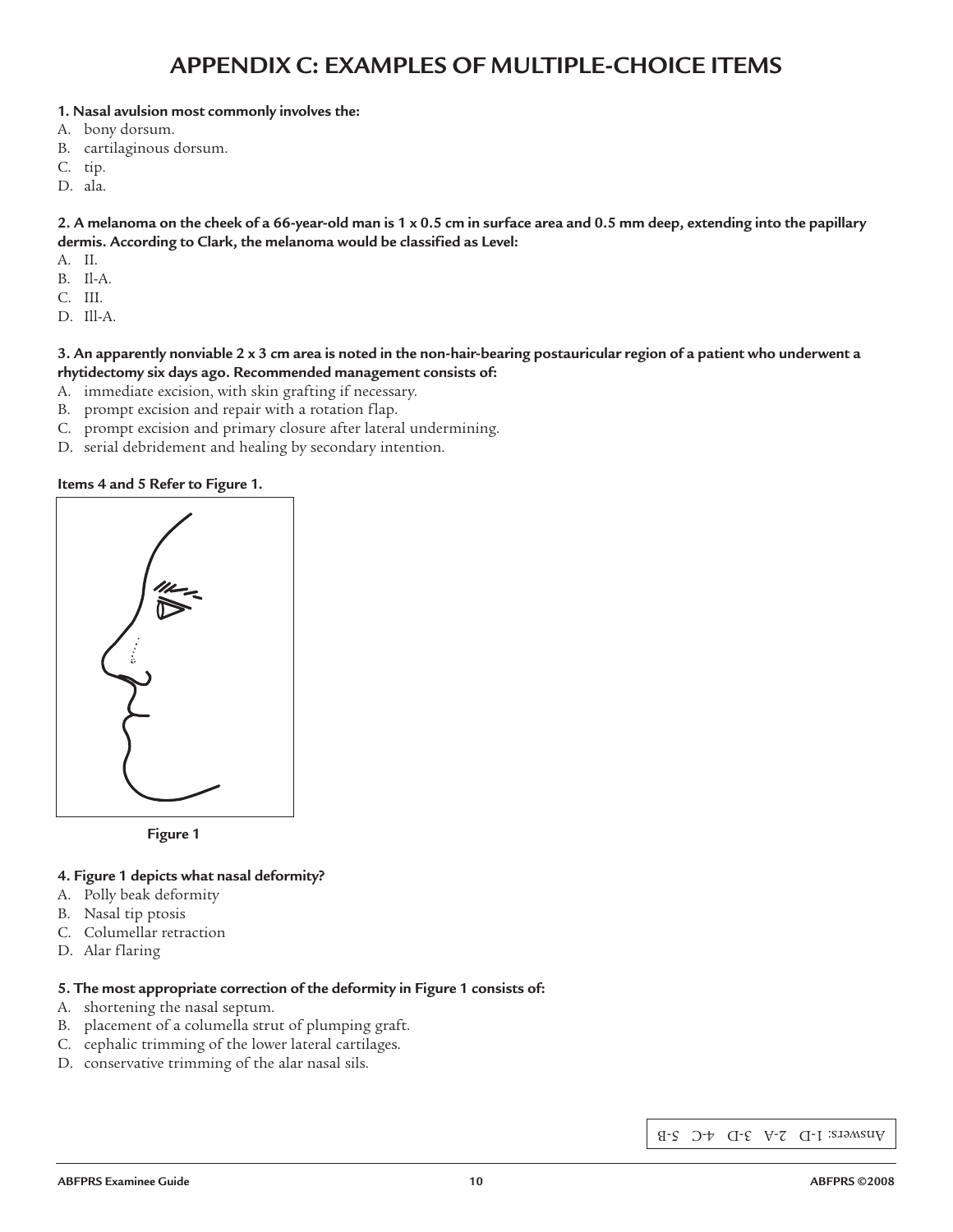# APPENDIX C: EXAMPLES OF MULTIPLE-CHOICE ITEMS

**1. Nasal avulsion most commonly involves the:**

A. bony dorsum.
B. cartilaginous dorsum.
C. tip.
D. ala.

**2. A melanoma on the cheek of a 66-year-old man is 1 x 0.5 cm in surface area and 0.5 mm deep, extending into the papillary dermis. According to Clark, the melanoma would be classified as Level:**

A. II.
B. Il-A.
C. III.
D. Ill-A.

**3. An apparently nonviable 2 x 3 cm area is noted in the non-hair-bearing postauricular region of a patient who underwent a rhytidectomy six days ago. Recommended management consists of:**

A. immediate excision, with skin grafting if necessary.
B. prompt excision and repair with a rotation flap.
C. prompt excision and primary closure after lateral undermining.
D. serial debridement and healing by secondary intention.

**Items 4 and 5 Refer to Figure 1.**

**Figure 1**

**4. Figure 1 depicts what nasal deformity?**

A. Polly beak deformity
B. Nasal tip ptosis
C. Columellar retraction
D. Alar flaring

**5. The most appropriate correction of the deformity in Figure 1 consists of:**

A. shortening the nasal septum.
B. placement of a columella strut of plumping graft.
C. cephalic trimming of the lower lateral cartilages.
D. conservative trimming of the alar nasal sils.

Answers: 1-D 2-A 3-D 4-C 5-B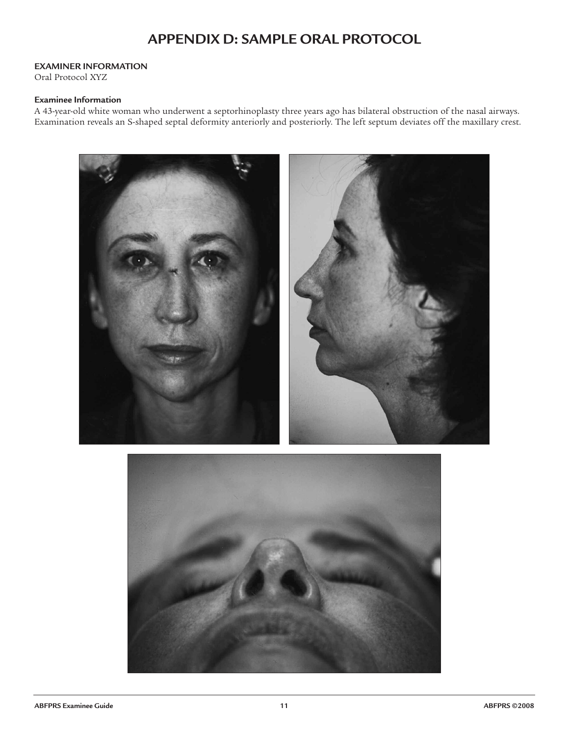# APPENDIX D: SAMPLE ORAL PROTOCOL

**EXAMINER INFORMATION**
Oral Protocol XYZ

**Examinee Information**
A 43-year-old white woman who underwent a septorhinoplasty three years ago has bilateral obstruction of the nasal airways. Examination reveals an S-shaped septal deformity anteriorly and posteriorly. The left septum deviates off the maxillary crest.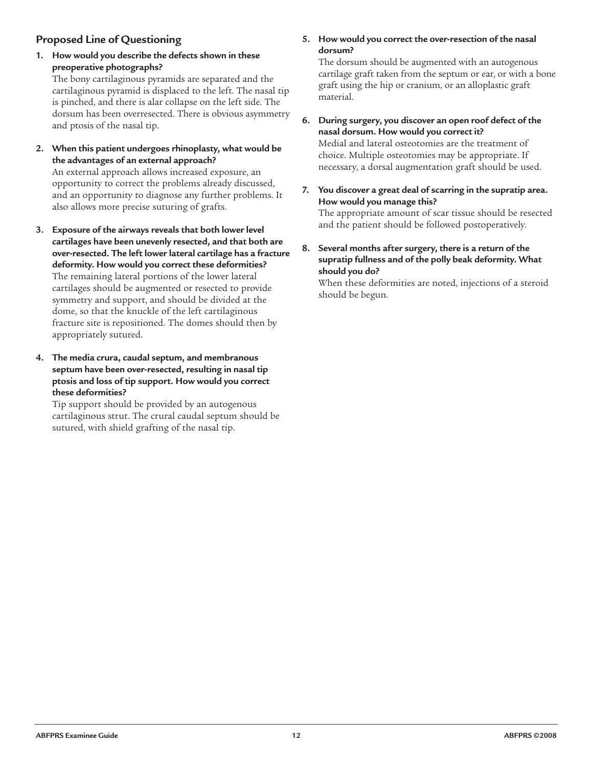## Proposed Line of Questioning

1. **How would you describe the defects shown in these preoperative photographs?**
   The bony cartilaginous pyramids are separated and the cartilaginous pyramid is displaced to the left. The nasal tip is pinched, and there is alar collapse on the left side. The dorsum has been overresected. There is obvious asymmetry and ptosis of the nasal tip.

2. **When this patient undergoes rhinoplasty, what would be the advantages of an external approach?**
   An external approach allows increased exposure, an opportunity to correct the problems already discussed, and an opportunity to diagnose any further problems. It also allows more precise suturing of grafts.

3. **Exposure of the airways reveals that both lower level cartilages have been unevenly resected, and that both are over-resected. The left lower lateral cartilage has a fracture deformity. How would you correct these deformities?**
   The remaining lateral portions of the lower lateral cartilages should be augmented or resected to provide symmetry and support, and should be divided at the dome, so that the knuckle of the left cartilaginous fracture site is repositioned. The domes should then by appropriately sutured.

4. **The media crura, caudal septum, and membranous septum have been over-resected, resulting in nasal tip ptosis and loss of tip support. How would you correct these deformities?**
   Tip support should be provided by an autogenous cartilaginous strut. The crural caudal septum should be sutured, with shield grafting of the nasal tip.

5. **How would you correct the over-resection of the nasal dorsum?**
   The dorsum should be augmented with an autogenous cartilage graft taken from the septum or ear, or with a bone graft using the hip or cranium, or an alloplastic graft material.

6. **During surgery, you discover an open roof defect of the nasal dorsum. How would you correct it?**
   Medial and lateral osteotomies are the treatment of choice. Multiple osteotomies may be appropriate. If necessary, a dorsal augmentation graft should be used.

7. **You discover a great deal of scarring in the supratip area. How would you manage this?**
   The appropriate amount of scar tissue should be resected and the patient should be followed postoperatively.

8. **Several months after surgery, there is a return of the supratip fullness and of the polly beak deformity. What should you do?**
   When these deformities are noted, injections of a steroid should be begun.